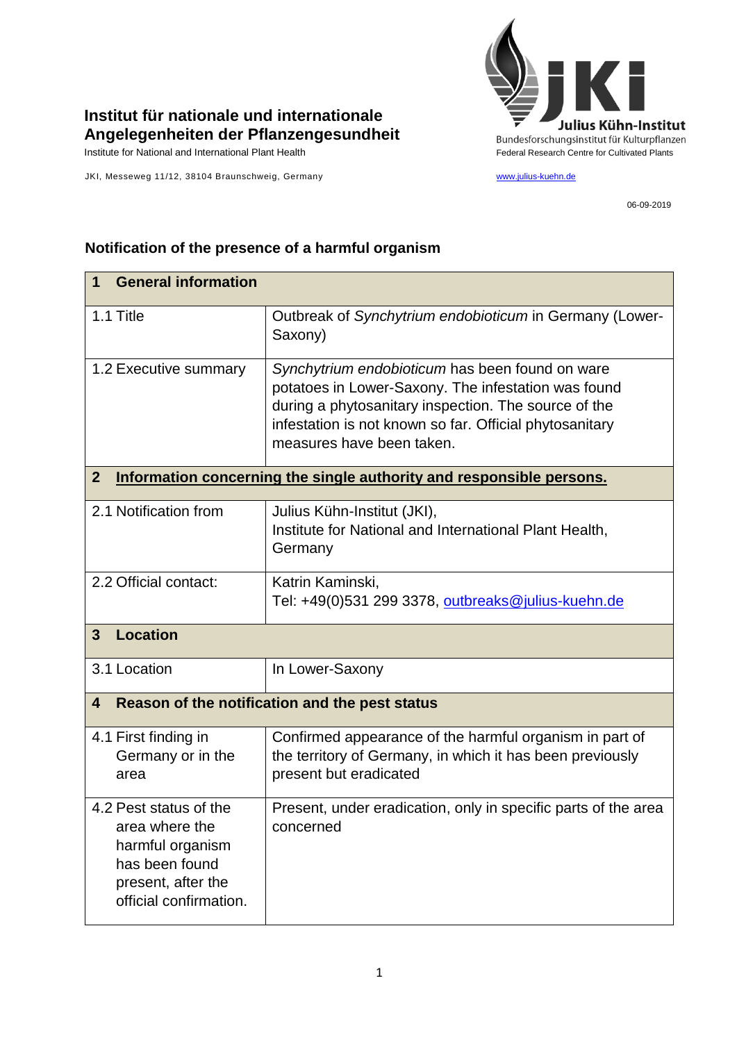**Institut für nationale und internationale Angelegenheiten der Pflanzengesundheit**
Institute for National and International Plant Health

JKI, Messeweg 11/12, 38104 Braunschweig, Germany

Julius Kühn-Institut
Bundesforschungsinstitut für Kulturpflanzen
Federal Research Centre for Cultivated Plants

www.julius-kuehn.de

06-09-2019

## Notification of the presence of a harmful organism

| **1 General information** | |
|---|---|
| 1.1 Title | Outbreak of *Synchytrium endobioticum* in Germany (Lower-Saxony) |
| 1.2 Executive summary | *Synchytrium endobioticum* has been found on ware potatoes in Lower-Saxony. The infestation was found during a phytosanitary inspection. The source of the infestation is not known so far. Official phytosanitary measures have been taken. |
| **2 Information concerning the single authority and responsible persons.** | |
| 2.1 Notification from | Julius Kühn-Institut (JKI), Institute for National and International Plant Health, Germany |
| 2.2 Official contact: | Katrin Kaminski, Tel: +49(0)531 299 3378, outbreaks@julius-kuehn.de |
| **3 Location** | |
| 3.1 Location | In Lower-Saxony |
| **4 Reason of the notification and the pest status** | |
| 4.1 First finding in Germany or in the area | Confirmed appearance of the harmful organism in part of the territory of Germany, in which it has been previously present but eradicated |
| 4.2 Pest status of the area where the harmful organism has been found present, after the official confirmation. | Present, under eradication, only in specific parts of the area concerned |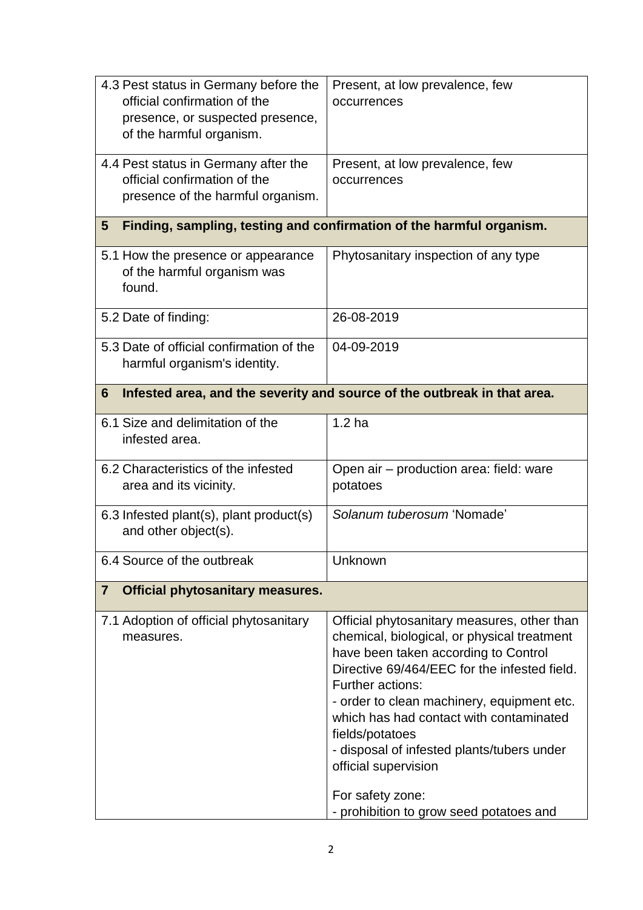| | |
|---|---|
| 4.3 Pest status in Germany before the official confirmation of the presence, or suspected presence, of the harmful organism. | Present, at low prevalence, few occurrences |
| 4.4 Pest status in Germany after the official confirmation of the presence of the harmful organism. | Present, at low prevalence, few occurrences |
| **5 Finding, sampling, testing and confirmation of the harmful organism.** | |
| 5.1 How the presence or appearance of the harmful organism was found. | Phytosanitary inspection of any type |
| 5.2 Date of finding: | 26-08-2019 |
| 5.3 Date of official confirmation of the harmful organism's identity. | 04-09-2019 |
| **6 Infested area, and the severity and source of the outbreak in that area.** | |
| 6.1 Size and delimitation of the infested area. | 1.2 ha |
| 6.2 Characteristics of the infested area and its vicinity. | Open air – production area: field: ware potatoes |
| 6.3 Infested plant(s), plant product(s) and other object(s). | *Solanum tuberosum* 'Nomade' |
| 6.4 Source of the outbreak | Unknown |
| **7 Official phytosanitary measures.** | |
| 7.1 Adoption of official phytosanitary measures. | Official phytosanitary measures, other than chemical, biological, or physical treatment have been taken according to Control Directive 69/464/EEC for the infested field.<br>Further actions:<br>- order to clean machinery, equipment etc. which has had contact with contaminated fields/potatoes<br>- disposal of infested plants/tubers under official supervision<br><br>For safety zone:<br>- prohibition to grow seed potatoes and |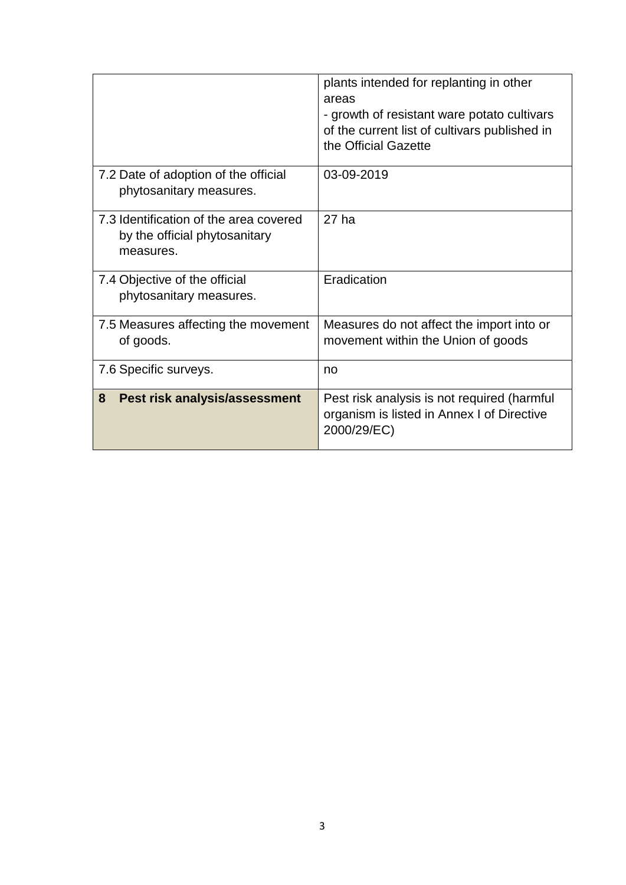| | |
|---|---|
| | plants intended for replanting in other areas<br>- growth of resistant ware potato cultivars of the current list of cultivars published in the Official Gazette |
| 7.2 Date of adoption of the official phytosanitary measures. | 03-09-2019 |
| 7.3 Identification of the area covered by the official phytosanitary measures. | 27 ha |
| 7.4 Objective of the official phytosanitary measures. | Eradication |
| 7.5 Measures affecting the movement of goods. | Measures do not affect the import into or movement within the Union of goods |
| 7.6 Specific surveys. | no |
| **8 Pest risk analysis/assessment** | Pest risk analysis is not required (harmful organism is listed in Annex I of Directive 2000/29/EC) |